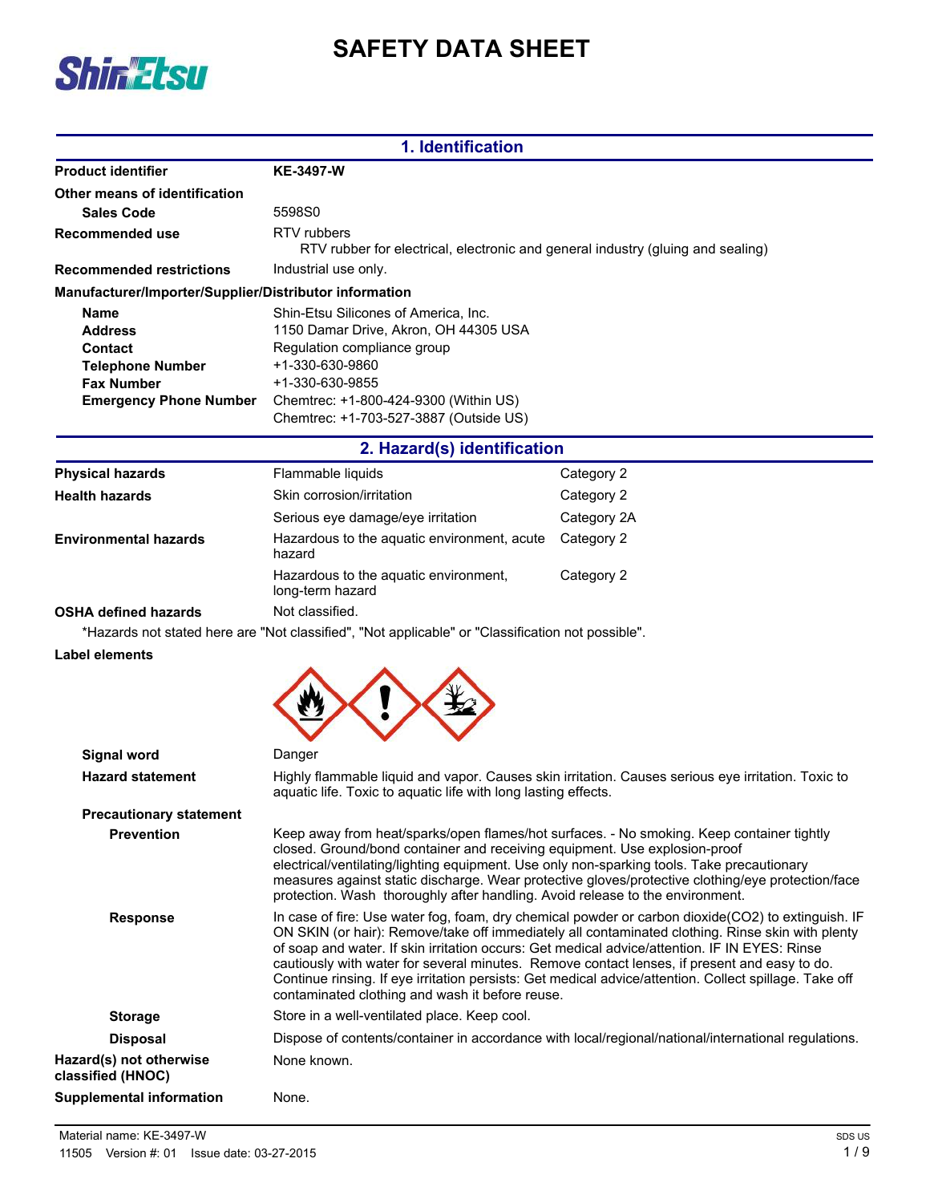# SAFETY DATA SHEET

## 1. Identification

| | |
|---|---|
| **Product identifier** | **KE-3497-W** |
| **Other means of identification** | |
| **Sales Code** | 5598S0 |
| **Recommended use** | RTV rubbers<br>RTV rubber for electrical, electronic and general industry (gluing and sealing) |
| **Recommended restrictions** | Industrial use only. |

**Manufacturer/Importer/Supplier/Distributor information**

| | |
|---|---|
| **Name** | Shin-Etsu Silicones of America, Inc. |
| **Address** | 1150 Damar Drive, Akron, OH 44305 USA |
| **Contact** | Regulation compliance group |
| **Telephone Number** | +1-330-630-9860 |
| **Fax Number** | +1-330-630-9855 |
| **Emergency Phone Number** | Chemtrec: +1-800-424-9300 (Within US)<br>Chemtrec: +1-703-527-3887 (Outside US) |

## 2. Hazard(s) identification

| | | |
|---|---|---|
| **Physical hazards** | Flammable liquids | Category 2 |
| **Health hazards** | Skin corrosion/irritation | Category 2 |
| | Serious eye damage/eye irritation | Category 2A |
| **Environmental hazards** | Hazardous to the aquatic environment, acute hazard | Category 2 |
| | Hazardous to the aquatic environment, long-term hazard | Category 2 |
| **OSHA defined hazards** | Not classified. | |

*Hazards not stated here are "Not classified", "Not applicable" or "Classification not possible".

**Label elements**

| | |
|---|---|
| **Signal word** | Danger |
| **Hazard statement** | Highly flammable liquid and vapor. Causes skin irritation. Causes serious eye irritation. Toxic to aquatic life. Toxic to aquatic life with long lasting effects. |

**Precautionary statement**

| | |
|---|---|
| **Prevention** | Keep away from heat/sparks/open flames/hot surfaces. - No smoking. Keep container tightly closed. Ground/bond container and receiving equipment. Use explosion-proof electrical/ventilating/lighting equipment. Use only non-sparking tools. Take precautionary measures against static discharge. Wear protective gloves/protective clothing/eye protection/face protection. Wash thoroughly after handling. Avoid release to the environment. |
| **Response** | In case of fire: Use water fog, foam, dry chemical powder or carbon dioxide($CO_2$) to extinguish. IF ON SKIN (or hair): Remove/take off immediately all contaminated clothing. Rinse skin with plenty of soap and water. If skin irritation occurs: Get medical advice/attention. IF IN EYES: Rinse cautiously with water for several minutes. Remove contact lenses, if present and easy to do. Continue rinsing. If eye irritation persists: Get medical advice/attention. Collect spillage. Take off contaminated clothing and wash it before reuse. |
| **Storage** | Store in a well-ventilated place. Keep cool. |
| **Disposal** | Dispose of contents/container in accordance with local/regional/national/international regulations. |
| **Hazard(s) not otherwise classified (HNOC)** | None known. |
| **Supplemental information** | None. |

Material name: KE-3497-W
11505 Version #: 01 Issue date: 03-27-2015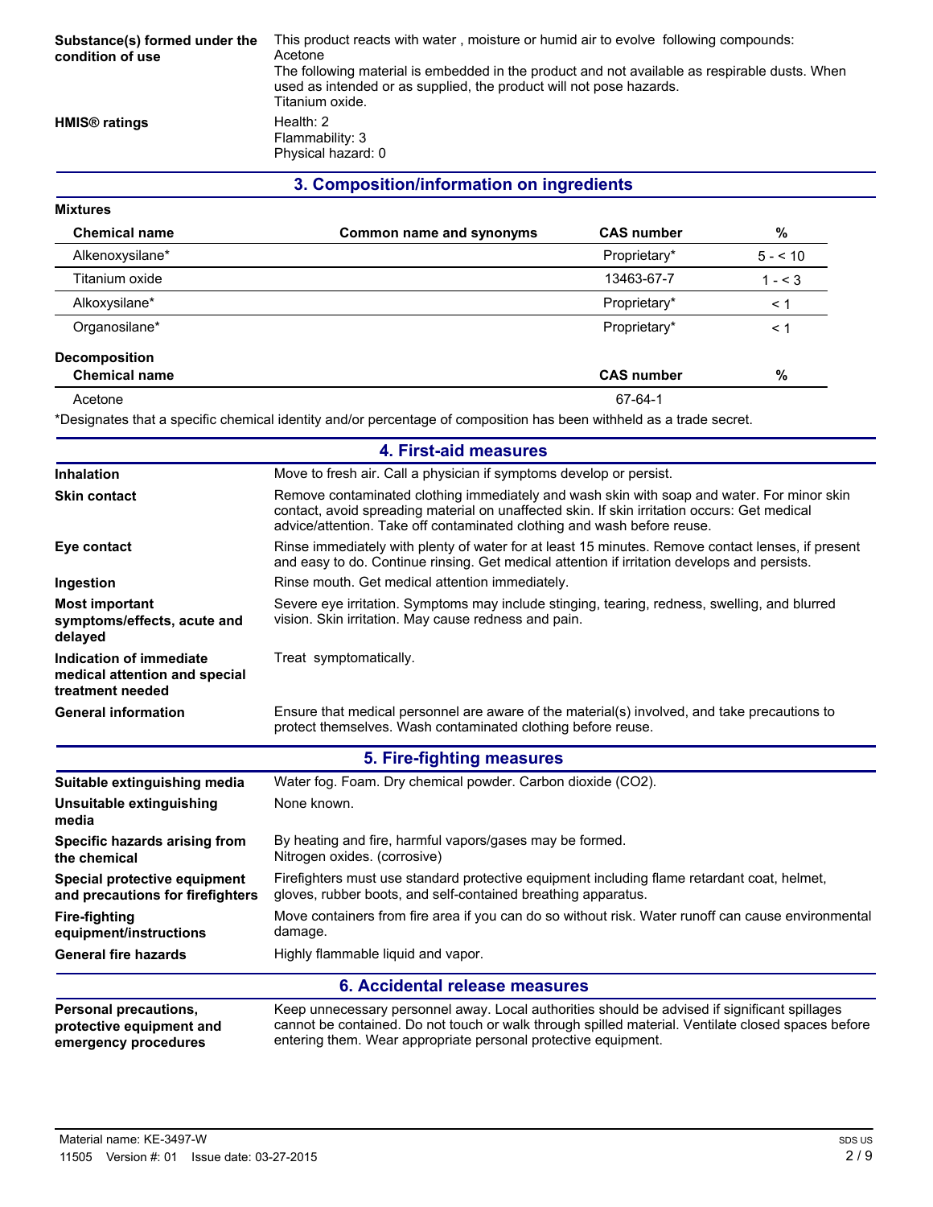**Substance(s) formed under the condition of use**

This product reacts with water , moisture or humid air to evolve following compounds:
Acetone
The following material is embedded in the product and not available as respirable dusts. When used as intended or as supplied, the product will not pose hazards.
Titanium oxide.

**HMIS® ratings**

Health: 2
Flammability: 3
Physical hazard: 0

## 3. Composition/information on ingredients

**Mixtures**

| Chemical name | Common name and synonyms | CAS number | % |
|---|---|---|---|
| Alkenoxysilane* | | Proprietary* | 5 - < 10 |
| Titanium oxide | | 13463-67-7 | 1 - < 3 |
| Alkoxysilane* | | Proprietary* | < 1 |
| Organosilane* | | Proprietary* | < 1 |

**Decomposition**

| Chemical name | CAS number | % |
|---|---|---|
| Acetone | 67-64-1 | |

*Designates that a specific chemical identity and/or percentage of composition has been withheld as a trade secret.

## 4. First-aid measures

**Inhalation**
Move to fresh air. Call a physician if symptoms develop or persist.

**Skin contact**
Remove contaminated clothing immediately and wash skin with soap and water. For minor skin contact, avoid spreading material on unaffected skin. If skin irritation occurs: Get medical advice/attention. Take off contaminated clothing and wash before reuse.

**Eye contact**
Rinse immediately with plenty of water for at least 15 minutes. Remove contact lenses, if present and easy to do. Continue rinsing. Get medical attention if irritation develops and persists.

**Ingestion**
Rinse mouth. Get medical attention immediately.

**Most important symptoms/effects, acute and delayed**
Severe eye irritation. Symptoms may include stinging, tearing, redness, swelling, and blurred vision. Skin irritation. May cause redness and pain.

**Indication of immediate medical attention and special treatment needed**
Treat symptomatically.

**General information**
Ensure that medical personnel are aware of the material(s) involved, and take precautions to protect themselves. Wash contaminated clothing before reuse.

## 5. Fire-fighting measures

**Suitable extinguishing media**
Water fog. Foam. Dry chemical powder. Carbon dioxide ($CO_2$).

**Unsuitable extinguishing media**
None known.

**Specific hazards arising from the chemical**
By heating and fire, harmful vapors/gases may be formed.
Nitrogen oxides. (corrosive)

**Special protective equipment and precautions for firefighters**
Firefighters must use standard protective equipment including flame retardant coat, helmet, gloves, rubber boots, and self-contained breathing apparatus.

**Fire-fighting equipment/instructions**
Move containers from fire area if you can do so without risk. Water runoff can cause environmental damage.

**General fire hazards**
Highly flammable liquid and vapor.

## 6. Accidental release measures

**Personal precautions, protective equipment and emergency procedures**
Keep unnecessary personnel away. Local authorities should be advised if significant spillages cannot be contained. Do not touch or walk through spilled material. Ventilate closed spaces before entering them. Wear appropriate personal protective equipment.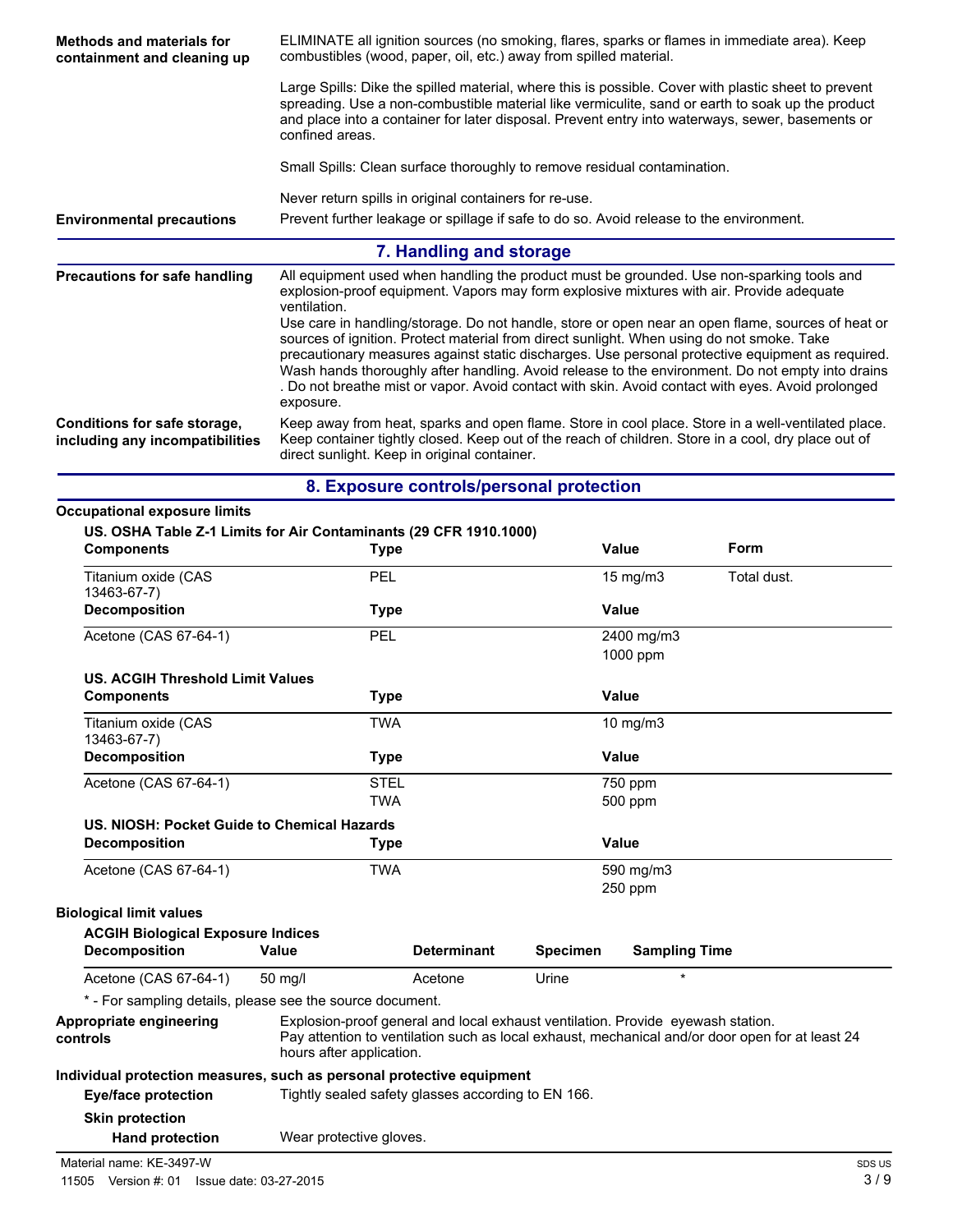**Methods and materials for containment and cleaning up**

ELIMINATE all ignition sources (no smoking, flares, sparks or flames in immediate area). Keep combustibles (wood, paper, oil, etc.) away from spilled material.

Large Spills: Dike the spilled material, where this is possible. Cover with plastic sheet to prevent spreading. Use a non-combustible material like vermiculite, sand or earth to soak up the product and place into a container for later disposal. Prevent entry into waterways, sewer, basements or confined areas.

Small Spills: Clean surface thoroughly to remove residual contamination.

Never return spills in original containers for re-use.

**Environmental precautions**

Prevent further leakage or spillage if safe to do so. Avoid release to the environment.

## 7. Handling and storage

**Precautions for safe handling**

All equipment used when handling the product must be grounded. Use non-sparking tools and explosion-proof equipment. Vapors may form explosive mixtures with air. Provide adequate ventilation.
Use care in handling/storage. Do not handle, store or open near an open flame, sources of heat or sources of ignition. Protect material from direct sunlight. When using do not smoke. Take precautionary measures against static discharges. Use personal protective equipment as required. Wash hands thoroughly after handling. Avoid release to the environment. Do not empty into drains . Do not breathe mist or vapor. Avoid contact with skin. Avoid contact with eyes. Avoid prolonged exposure.

**Conditions for safe storage, including any incompatibilities**

Keep away from heat, sparks and open flame. Store in cool place. Store in a well-ventilated place. Keep container tightly closed. Keep out of the reach of children. Store in a cool, dry place out of direct sunlight. Keep in original container.

## 8. Exposure controls/personal protection

**Occupational exposure limits**

**US. OSHA Table Z-1 Limits for Air Contaminants (29 CFR 1910.1000)**

| Components | Type | Value | Form |
|---|---|---|---|
| Titanium oxide (CAS 13463-67-7) | PEL | 15 mg/m3 | Total dust. |
| **Decomposition** | **Type** | **Value** | |
| Acetone (CAS 67-64-1) | PEL | 2400 mg/m3 | |
| | | 1000 ppm | |

**US. ACGIH Threshold Limit Values**

| Components | Type | Value |
|---|---|---|
| Titanium oxide (CAS 13463-67-7) | TWA | 10 mg/m3 |
| **Decomposition** | **Type** | **Value** |
| Acetone (CAS 67-64-1) | STEL | 750 ppm |
| | TWA | 500 ppm |

**US. NIOSH: Pocket Guide to Chemical Hazards**

| Decomposition | Type | Value |
|---|---|---|
| Acetone (CAS 67-64-1) | TWA | 590 mg/m3 |
| | | 250 ppm |

**Biological limit values**

**ACGIH Biological Exposure Indices**

| Decomposition | Value | Determinant | Specimen | Sampling Time |
|---|---|---|---|---|
| Acetone (CAS 67-64-1) | 50 mg/l | Acetone | Urine | * |

\* - For sampling details, please see the source document.

**Appropriate engineering controls**

Explosion-proof general and local exhaust ventilation. Provide eyewash station.
Pay attention to ventilation such as local exhaust, mechanical and/or door open for at least 24 hours after application.

**Individual protection measures, such as personal protective equipment**

**Eye/face protection**

Tightly sealed safety glasses according to EN 166.

**Skin protection**

**Hand protection**

Wear protective gloves.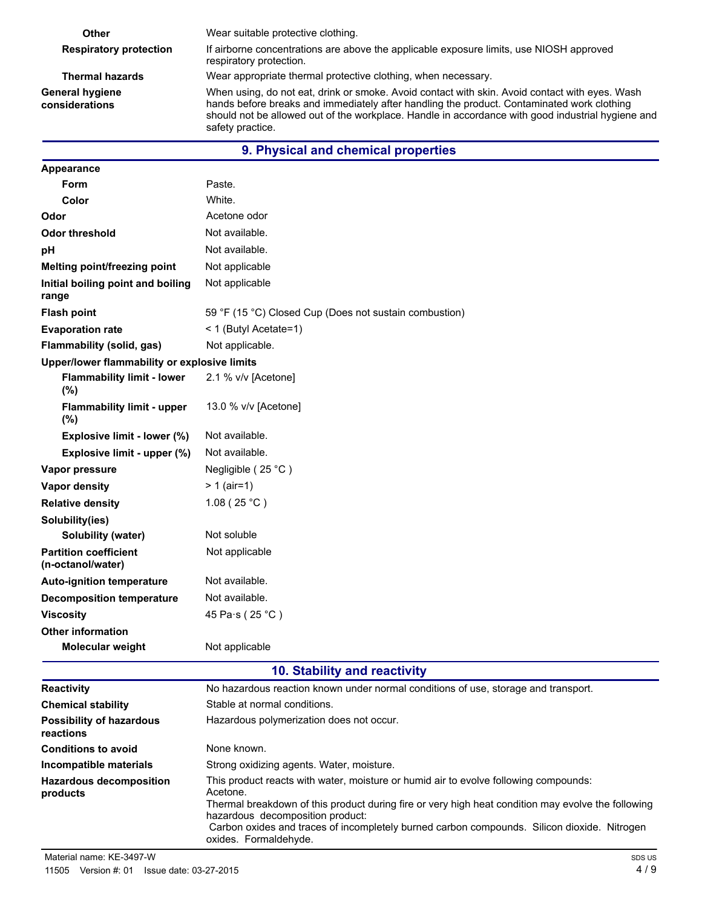| | |
|---|---|
| **Other** | Wear suitable protective clothing. |
| **Respiratory protection** | If airborne concentrations are above the applicable exposure limits, use NIOSH approved respiratory protection. |
| **Thermal hazards** | Wear appropriate thermal protective clothing, when necessary. |
| **General hygiene considerations** | When using, do not eat, drink or smoke. Avoid contact with skin. Avoid contact with eyes. Wash hands before breaks and immediately after handling the product. Contaminated work clothing should not be allowed out of the workplace. Handle in accordance with good industrial hygiene and safety practice. |

## 9. Physical and chemical properties

| | |
|---|---|
| **Appearance** | |
| **Form** | Paste. |
| **Color** | White. |
| **Odor** | Acetone odor |
| **Odor threshold** | Not available. |
| **pH** | Not available. |
| **Melting point/freezing point** | Not applicable |
| **Initial boiling point and boiling range** | Not applicable |
| **Flash point** | 59 °F (15 °C) Closed Cup (Does not sustain combustion) |
| **Evaporation rate** | < 1 (Butyl Acetate=1) |
| **Flammability (solid, gas)** | Not applicable. |
| **Upper/lower flammability or explosive limits** | |
| **Flammability limit - lower (%)** | 2.1 % v/v [Acetone] |
| **Flammability limit - upper (%)** | 13.0 % v/v [Acetone] |
| **Explosive limit - lower (%)** | Not available. |
| **Explosive limit - upper (%)** | Not available. |
| **Vapor pressure** | Negligible ( 25 °C ) |
| **Vapor density** | > 1 (air=1) |
| **Relative density** | 1.08 ( 25 °C ) |
| **Solubility(ies)** | |
| **Solubility (water)** | Not soluble |
| **Partition coefficient (n-octanol/water)** | Not applicable |
| **Auto-ignition temperature** | Not available. |
| **Decomposition temperature** | Not available. |
| **Viscosity** | 45 Pa·s ( 25 °C ) |
| **Other information** | |
| **Molecular weight** | Not applicable |

## 10. Stability and reactivity

| | |
|---|---|
| **Reactivity** | No hazardous reaction known under normal conditions of use, storage and transport. |
| **Chemical stability** | Stable at normal conditions. |
| **Possibility of hazardous reactions** | Hazardous polymerization does not occur. |
| **Conditions to avoid** | None known. |
| **Incompatible materials** | Strong oxidizing agents. Water, moisture. |
| **Hazardous decomposition products** | This product reacts with water, moisture or humid air to evolve following compounds: Acetone. Thermal breakdown of this product during fire or very high heat condition may evolve the following hazardous decomposition product: Carbon oxides and traces of incompletely burned carbon compounds. Silicon dioxide. Nitrogen oxides. Formaldehyde. |

Material name: KE-3497-W
11505 Version #: 01 Issue date: 03-27-2015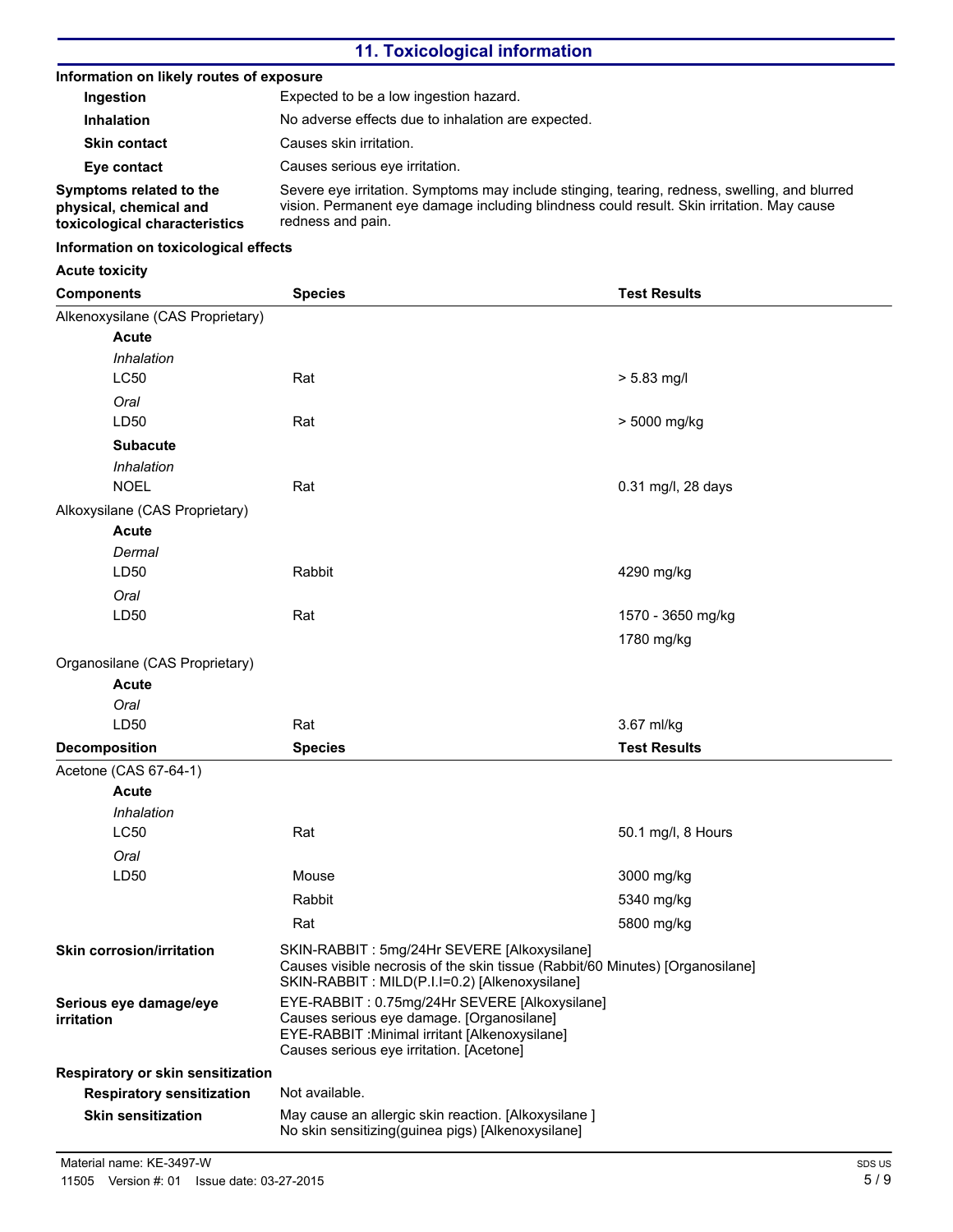## 11. Toxicological information

**Information on likely routes of exposure**

| | |
|---|---|
| **Ingestion** | Expected to be a low ingestion hazard. |
| **Inhalation** | No adverse effects due to inhalation are expected. |
| **Skin contact** | Causes skin irritation. |
| **Eye contact** | Causes serious eye irritation. |
| **Symptoms related to the physical, chemical and toxicological characteristics** | Severe eye irritation. Symptoms may include stinging, tearing, redness, swelling, and blurred vision. Permanent eye damage including blindness could result. Skin irritation. May cause redness and pain. |

**Information on toxicological effects**

**Acute toxicity**

| Components | Species | Test Results |
|---|---|---|
| Alkenoxysilane (CAS Proprietary) | | |
| **Acute** | | |
| *Inhalation* | | |
| LC50 | Rat | > 5.83 mg/l |
| *Oral* | | |
| LD50 | Rat | > 5000 mg/kg |
| **Subacute** | | |
| *Inhalation* | | |
| NOEL | Rat | 0.31 mg/l, 28 days |
| Alkoxysilane (CAS Proprietary) | | |
| **Acute** | | |
| *Dermal* | | |
| LD50 | Rabbit | 4290 mg/kg |
| *Oral* | | |
| LD50 | Rat | 1570 - 3650 mg/kg |
| | | 1780 mg/kg |
| Organosilane (CAS Proprietary) | | |
| **Acute** | | |
| *Oral* | | |
| LD50 | Rat | 3.67 ml/kg |

| Decomposition | Species | Test Results |
|---|---|---|
| Acetone (CAS 67-64-1) | | |
| **Acute** | | |
| *Inhalation* | | |
| LC50 | Rat | 50.1 mg/l, 8 Hours |
| *Oral* | | |
| LD50 | Mouse | 3000 mg/kg |
| | Rabbit | 5340 mg/kg |
| | Rat | 5800 mg/kg |

| | |
|---|---|
| **Skin corrosion/irritation** | SKIN-RABBIT : 5mg/24Hr SEVERE [Alkoxysilane]<br>Causes visible necrosis of the skin tissue (Rabbit/60 Minutes) [Organosilane]<br>SKIN-RABBIT : MILD(P.I.I=0.2) [Alkenoxysilane] |
| **Serious eye damage/eye irritation** | EYE-RABBIT : 0.75mg/24Hr SEVERE [Alkoxysilane]<br>Causes serious eye damage. [Organosilane]<br>EYE-RABBIT :Minimal irritant [Alkenoxysilane]<br>Causes serious eye irritation. [Acetone] |

**Respiratory or skin sensitization**

| | |
|---|---|
| **Respiratory sensitization** | Not available. |
| **Skin sensitization** | May cause an allergic skin reaction. [Alkoxysilane ]<br>No skin sensitizing(guinea pigs) [Alkenoxysilane] |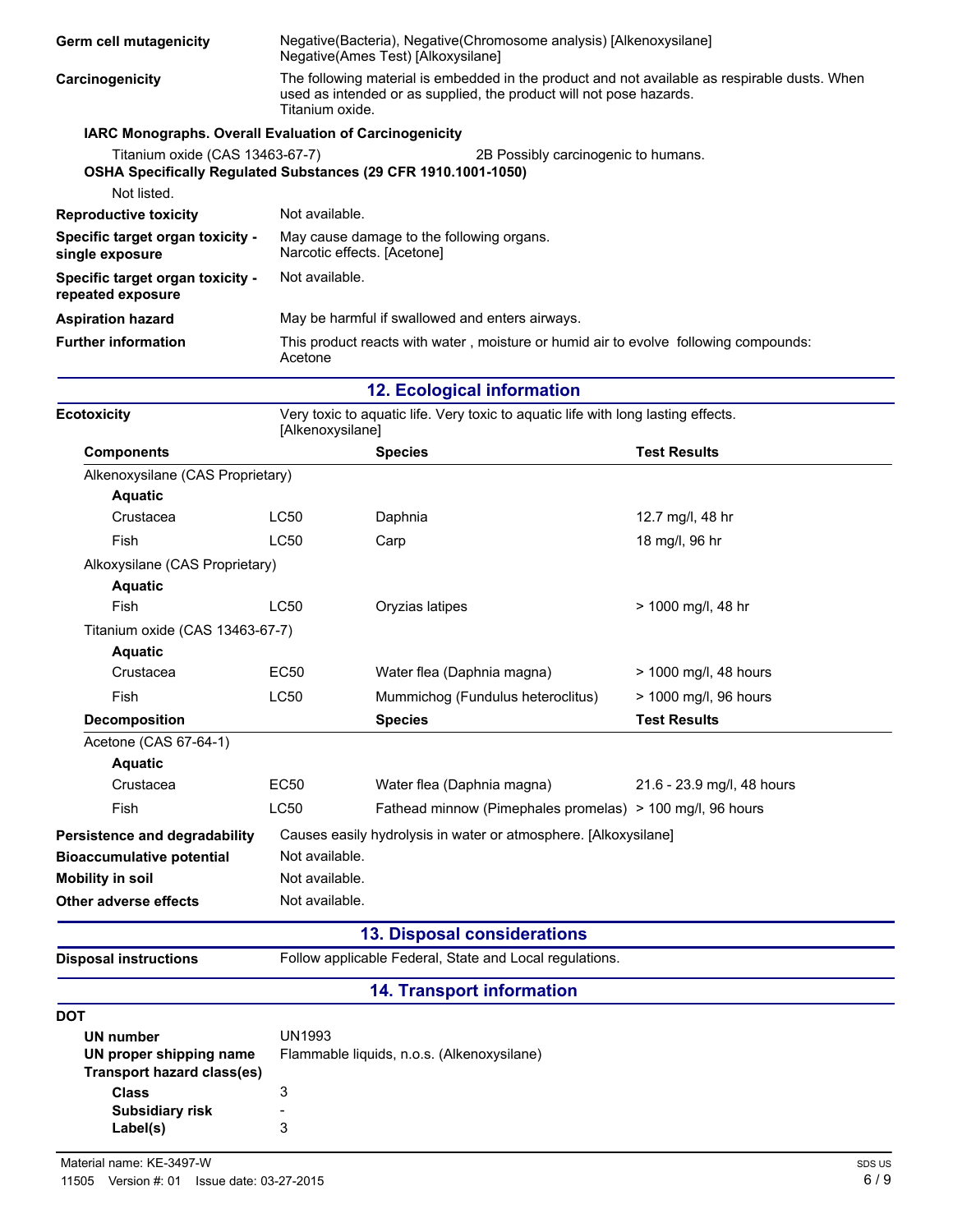**Germ cell mutagenicity**
Negative(Bacteria), Negative(Chromosome analysis) [Alkenoxysilane]
Negative(Ames Test) [Alkoxysilane]

**Carcinogenicity**
The following material is embedded in the product and not available as respirable dusts. When used as intended or as supplied, the product will not pose hazards.
Titanium oxide.

**IARC Monographs. Overall Evaluation of Carcinogenicity**

Titanium oxide (CAS 13463-67-7) 2B Possibly carcinogenic to humans.

**OSHA Specifically Regulated Substances (29 CFR 1910.1001-1050)**

Not listed.

**Reproductive toxicity**
Not available.

**Specific target organ toxicity - single exposure**
May cause damage to the following organs.
Narcotic effects. [Acetone]

**Specific target organ toxicity - repeated exposure**
Not available.

**Aspiration hazard**
May be harmful if swallowed and enters airways.

**Further information**
This product reacts with water , moisture or humid air to evolve following compounds:
Acetone

## 12. Ecological information

**Ecotoxicity**
Very toxic to aquatic life. Very toxic to aquatic life with long lasting effects.
[Alkenoxysilane]

| Components | | Species | Test Results |
|---|---|---|---|
| Alkenoxysilane (CAS Proprietary) | | | |
| Aquatic | | | |
| Crustacea | LC50 | Daphnia | 12.7 mg/l, 48 hr |
| Fish | LC50 | Carp | 18 mg/l, 96 hr |
| Alkoxysilane (CAS Proprietary) | | | |
| Aquatic | | | |
| Fish | LC50 | Oryzias latipes | > 1000 mg/l, 48 hr |
| Titanium oxide (CAS 13463-67-7) | | | |
| Aquatic | | | |
| Crustacea | EC50 | Water flea (Daphnia magna) | > 1000 mg/l, 48 hours |
| Fish | LC50 | Mummichog (Fundulus heteroclitus) | > 1000 mg/l, 96 hours |

| Decomposition | | Species | Test Results |
|---|---|---|---|
| Acetone (CAS 67-64-1) | | | |
| Aquatic | | | |
| Crustacea | EC50 | Water flea (Daphnia magna) | 21.6 - 23.9 mg/l, 48 hours |
| Fish | LC50 | Fathead minnow (Pimephales promelas) | > 100 mg/l, 96 hours |

**Persistence and degradability**
Causes easily hydrolysis in water or atmosphere. [Alkoxysilane]

**Bioaccumulative potential**
Not available.

**Mobility in soil**
Not available.

**Other adverse effects**
Not available.

## 13. Disposal considerations

**Disposal instructions**
Follow applicable Federal, State and Local regulations.

## 14. Transport information

**DOT**

**UN number** UN1993

**UN proper shipping name** Flammable liquids, n.o.s. (Alkenoxysilane)

**Transport hazard class(es)**

**Class** 3

**Subsidiary risk** -

**Label(s)** 3

Material name: KE-3497-W
11505 Version #: 01 Issue date: 03-27-2015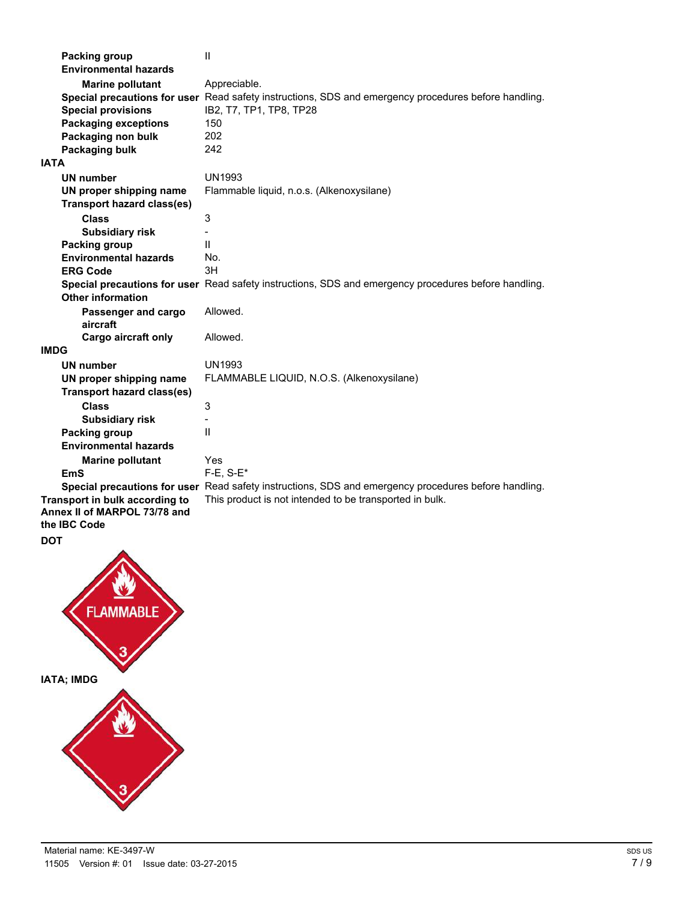| | |
|---|---|
| **Packing group** | II |
| **Environmental hazards** | |
| **Marine pollutant** | Appreciable. |
| **Special precautions for user** | Read safety instructions, SDS and emergency procedures before handling. |
| **Special provisions** | IB2, T7, TP1, TP8, TP28 |
| **Packaging exceptions** | 150 |
| **Packaging non bulk** | 202 |
| **Packaging bulk** | 242 |

**IATA**

| | |
|---|---|
| **UN number** | UN1993 |
| **UN proper shipping name** | Flammable liquid, n.o.s. (Alkenoxysilane) |
| **Transport hazard class(es)** | |
| **Class** | 3 |
| **Subsidiary risk** | - |
| **Packing group** | II |
| **Environmental hazards** | No. |
| **ERG Code** | 3H |
| **Special precautions for user** | Read safety instructions, SDS and emergency procedures before handling. |
| **Other information** | |
| **Passenger and cargo aircraft** | Allowed. |
| **Cargo aircraft only** | Allowed. |

**IMDG**

| | |
|---|---|
| **UN number** | UN1993 |
| **UN proper shipping name** | FLAMMABLE LIQUID, N.O.S. (Alkenoxysilane) |
| **Transport hazard class(es)** | |
| **Class** | 3 |
| **Subsidiary risk** | - |
| **Packing group** | II |
| **Environmental hazards** | |
| **Marine pollutant** | Yes |
| **EmS** | F-E, S-E* |
| **Special precautions for user** | Read safety instructions, SDS and emergency procedures before handling. |

| | |
|---|---|
| **Transport in bulk according to Annex II of MARPOL 73/78 and the IBC Code** | This product is not intended to be transported in bulk. |

**DOT**

FLAMMABLE 3

**IATA; IMDG**

3

Material name: KE-3497-W

11505 Version #: 01 Issue date: 03-27-2015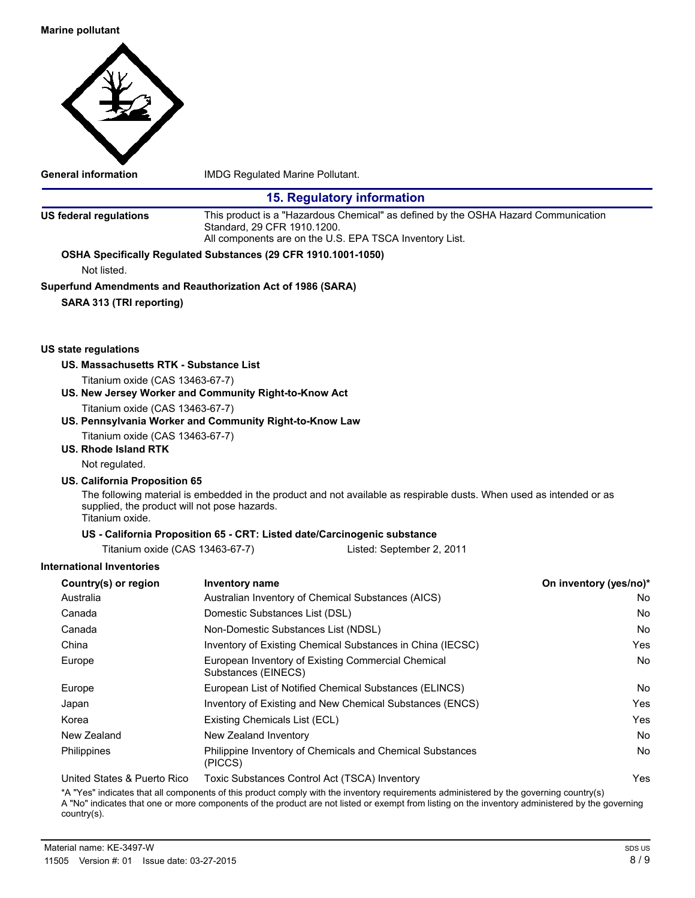**Marine pollutant**

**General information** IMDG Regulated Marine Pollutant.

## 15. Regulatory information

**US federal regulations** This product is a "Hazardous Chemical" as defined by the OSHA Hazard Communication Standard, 29 CFR 1910.1200.
All components are on the U.S. EPA TSCA Inventory List.

**OSHA Specifically Regulated Substances (29 CFR 1910.1001-1050)**

Not listed.

**Superfund Amendments and Reauthorization Act of 1986 (SARA)**

**SARA 313 (TRI reporting)**

**US state regulations**

**US. Massachusetts RTK - Substance List**

Titanium oxide (CAS 13463-67-7)

**US. New Jersey Worker and Community Right-to-Know Act**

Titanium oxide (CAS 13463-67-7)

**US. Pennsylvania Worker and Community Right-to-Know Law**

Titanium oxide (CAS 13463-67-7)

**US. Rhode Island RTK**

Not regulated.

**US. California Proposition 65**

The following material is embedded in the product and not available as respirable dusts. When used as intended or as supplied, the product will not pose hazards.
Titanium oxide.

**US - California Proposition 65 - CRT: Listed date/Carcinogenic substance**

Titanium oxide (CAS 13463-67-7) Listed: September 2, 2011

**International Inventories**

| Country(s) or region | Inventory name | On inventory (yes/no)* |
|---|---|---|
| Australia | Australian Inventory of Chemical Substances (AICS) | No |
| Canada | Domestic Substances List (DSL) | No |
| Canada | Non-Domestic Substances List (NDSL) | No |
| China | Inventory of Existing Chemical Substances in China (IECSC) | Yes |
| Europe | European Inventory of Existing Commercial Chemical Substances (EINECS) | No |
| Europe | European List of Notified Chemical Substances (ELINCS) | No |
| Japan | Inventory of Existing and New Chemical Substances (ENCS) | Yes |
| Korea | Existing Chemicals List (ECL) | Yes |
| New Zealand | New Zealand Inventory | No |
| Philippines | Philippine Inventory of Chemicals and Chemical Substances (PICCS) | No |
| United States & Puerto Rico | Toxic Substances Control Act (TSCA) Inventory | Yes |

*A "Yes" indicates that all components of this product comply with the inventory requirements administered by the governing country(s)
A "No" indicates that one or more components of the product are not listed or exempt from listing on the inventory administered by the governing country(s).

Material name: KE-3497-W
11505 Version #: 01 Issue date: 03-27-2015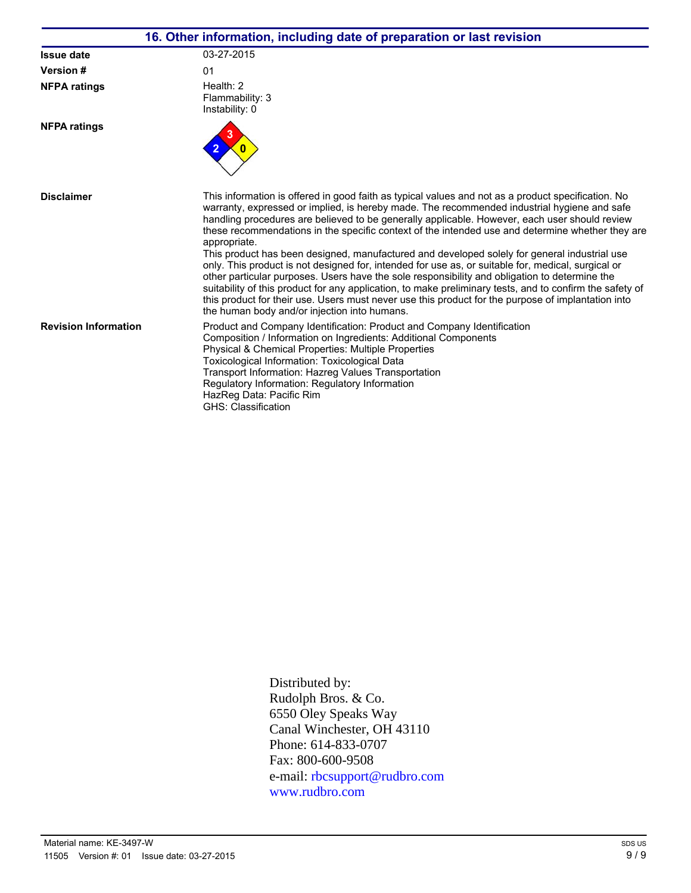## 16. Other information, including date of preparation or last revision

**Issue date** 03-27-2015

**Version #** 01

**NFPA ratings**
Health: 2
Flammability: 3
Instability: 0

**NFPA ratings**

3
2 0

**Disclaimer**

This information is offered in good faith as typical values and not as a product specification. No warranty, expressed or implied, is hereby made. The recommended industrial hygiene and safe handling procedures are believed to be generally applicable. However, each user should review these recommendations in the specific context of the intended use and determine whether they are appropriate.
This product has been designed, manufactured and developed solely for general industrial use only. This product is not designed for, intended for use as, or suitable for, medical, surgical or other particular purposes. Users have the sole responsibility and obligation to determine the suitability of this product for any application, to make preliminary tests, and to confirm the safety of this product for their use. Users must never use this product for the purpose of implantation into the human body and/or injection into humans.

**Revision Information**

Product and Company Identification: Product and Company Identification
Composition / Information on Ingredients: Additional Components
Physical & Chemical Properties: Multiple Properties
Toxicological Information: Toxicological Data
Transport Information: Hazreg Values Transportation
Regulatory Information: Regulatory Information
HazReg Data: Pacific Rim
GHS: Classification

Distributed by:
Rudolph Bros. & Co.
6550 Oley Speaks Way
Canal Winchester, OH 43110
Phone: 614-833-0707
Fax: 800-600-9508
e-mail: rbcsupport@rudbro.com
www.rudbro.com

Material name: KE-3497-W
11505 Version #: 01 Issue date: 03-27-2015
SDS US